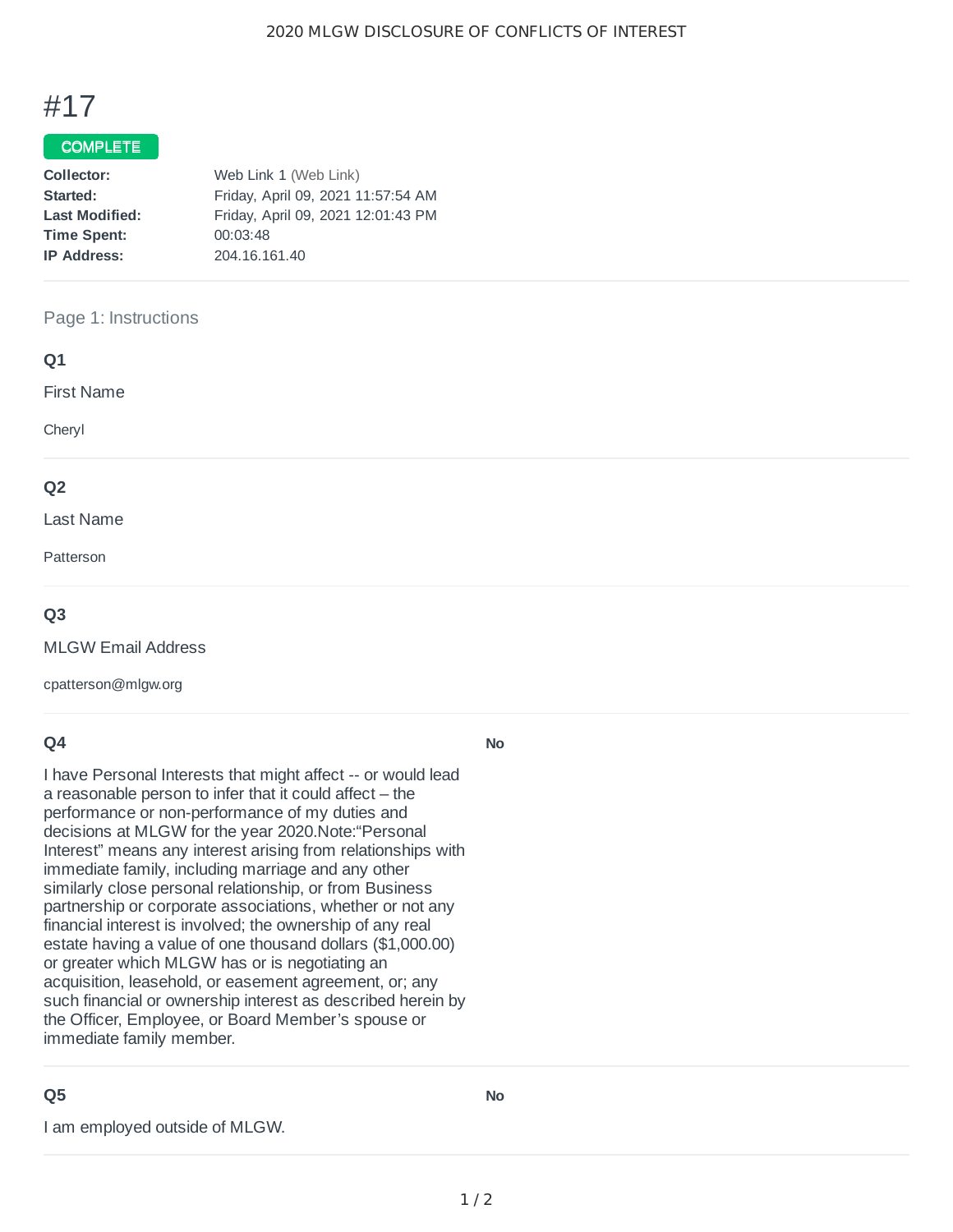# #17

**COMPLETE**

**Collector:** Web Link 1 (Web Link)
**Started:** Friday, April 09, 2021 11:57:54 AM
**Last Modified:** Friday, April 09, 2021 12:01:43 PM
**Time Spent:** 00:03:48
**IP Address:** 204.16.161.40

---

## Page 1: Instructions

### Q1

First Name

Cheryl

---

### Q2

Last Name

Patterson

---

### Q3

MLGW Email Address

cpatterson@mlgw.org

---

### Q4

I have Personal Interests that might affect -- or would lead a reasonable person to infer that it could affect – the performance or non-performance of my duties and decisions at MLGW for the year 2020.Note:“Personal Interest” means any interest arising from relationships with immediate family, including marriage and any other similarly close personal relationship, or from Business partnership or corporate associations, whether or not any financial interest is involved; the ownership of any real estate having a value of one thousand dollars ($1,000.00) or greater which MLGW has or is negotiating an acquisition, leasehold, or easement agreement, or; any such financial or ownership interest as described herein by the Officer, Employee, or Board Member’s spouse or immediate family member.

**No**

---

### Q5

I am employed outside of MLGW.

**No**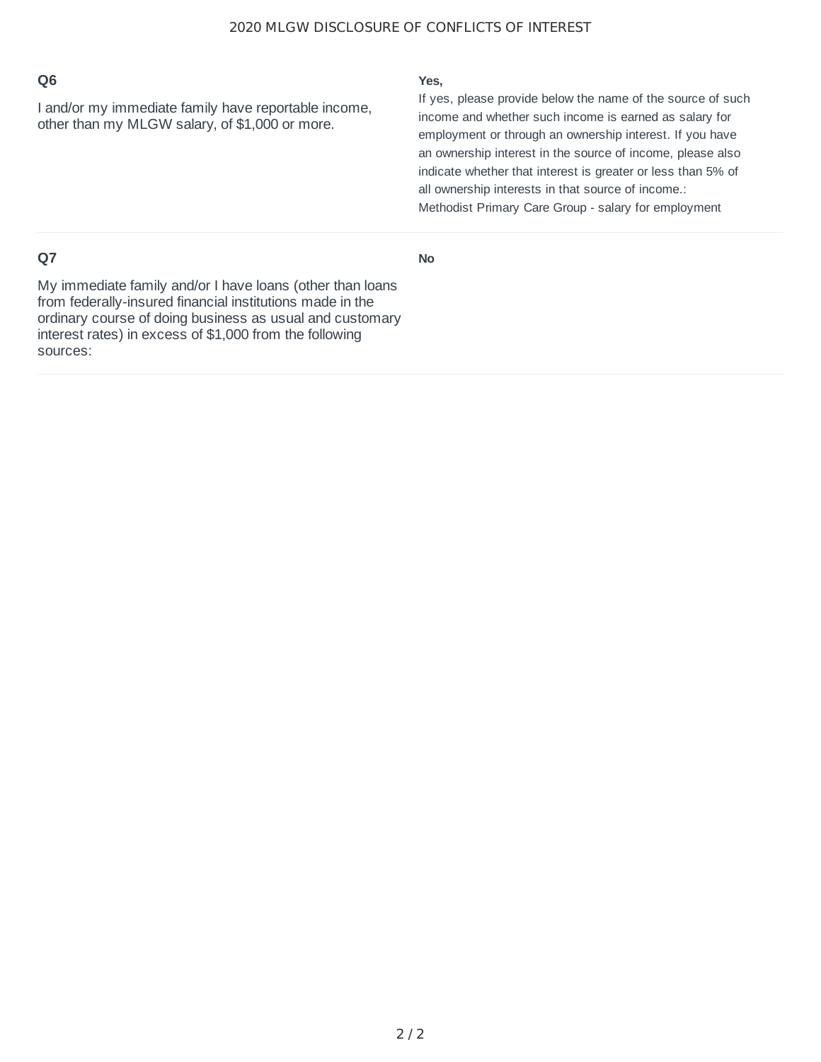**Q6**

I and/or my immediate family have reportable income, other than my MLGW salary, of $1,000 or more.

**Yes,**

If yes, please provide below the name of the source of such income and whether such income is earned as salary for employment or through an ownership interest. If you have an ownership interest in the source of income, please also indicate whether that interest is greater or less than 5% of all ownership interests in that source of income.:
Methodist Primary Care Group - salary for employment

---

**Q7**

My immediate family and/or I have loans (other than loans from federally-insured financial institutions made in the ordinary course of doing business as usual and customary interest rates) in excess of $1,000 from the following sources:

**No**